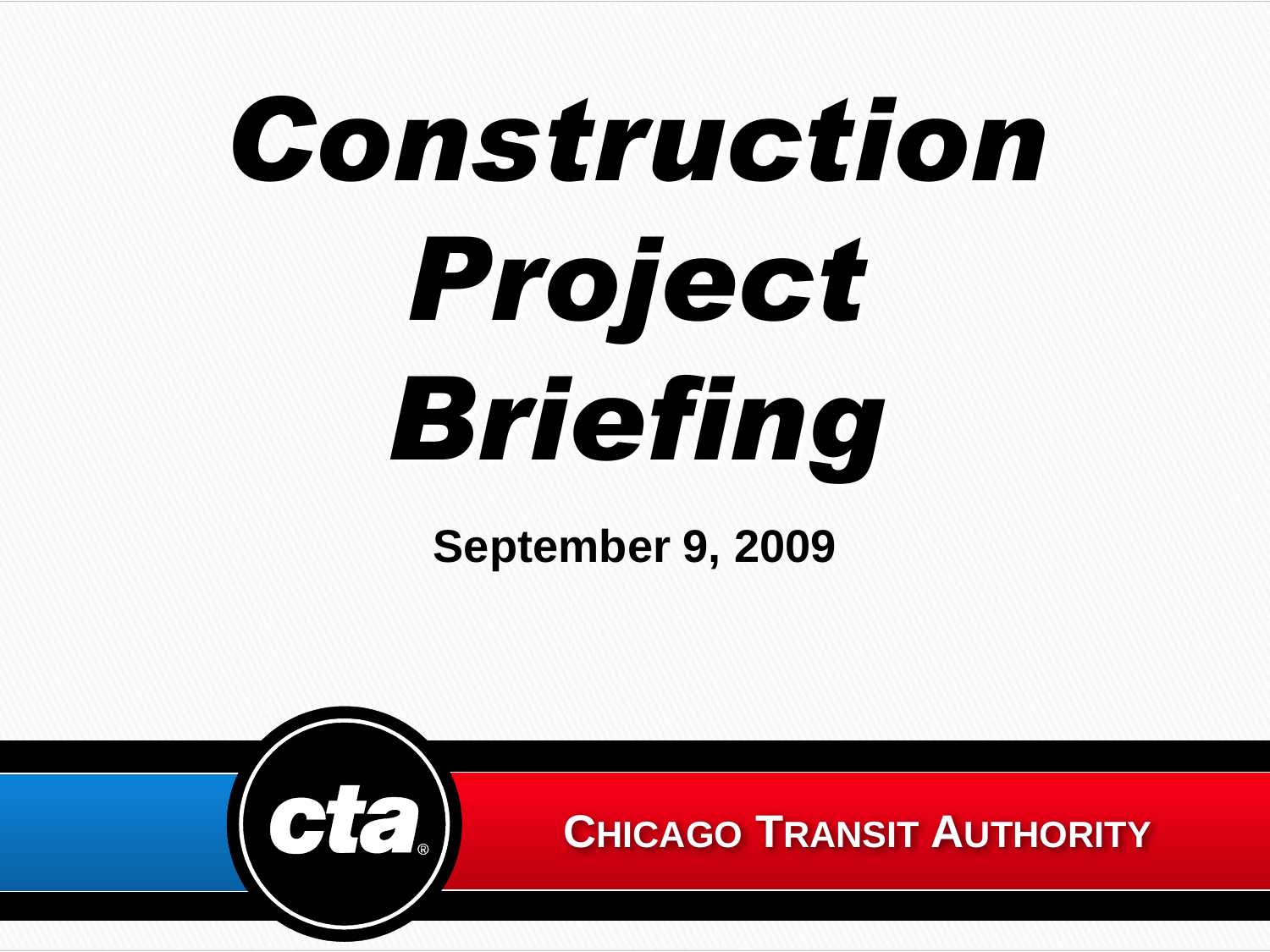# Construction Project Briefing

**September 9, 2009**

cta

CHICAGO TRANSIT AUTHORITY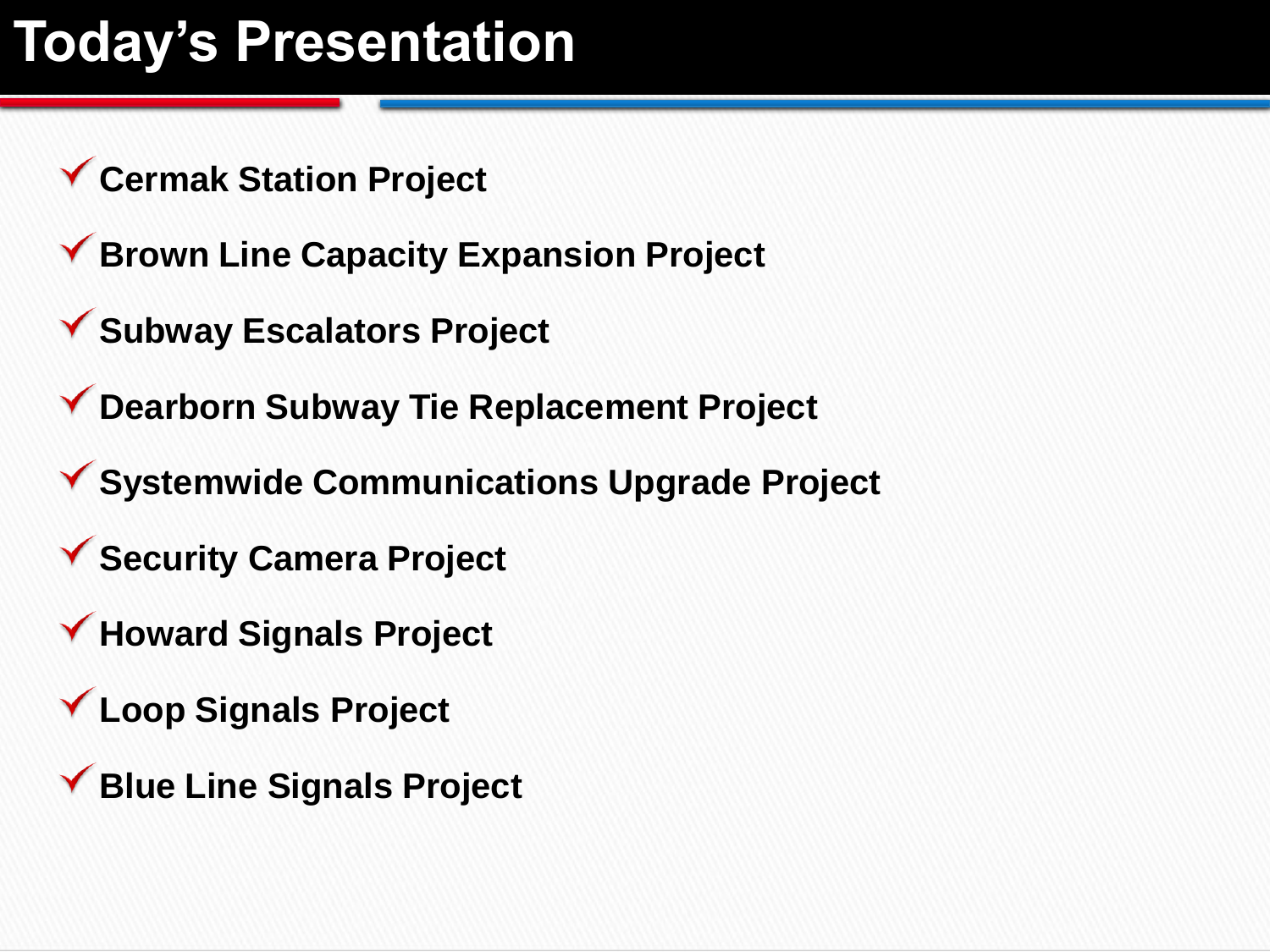# Today's Presentation

- ✓ **Cermak Station Project**
- ✓ **Brown Line Capacity Expansion Project**
- ✓ **Subway Escalators Project**
- ✓ **Dearborn Subway Tie Replacement Project**
- ✓ **Systemwide Communications Upgrade Project**
- ✓ **Security Camera Project**
- ✓ **Howard Signals Project**
- ✓ **Loop Signals Project**
- ✓ **Blue Line Signals Project**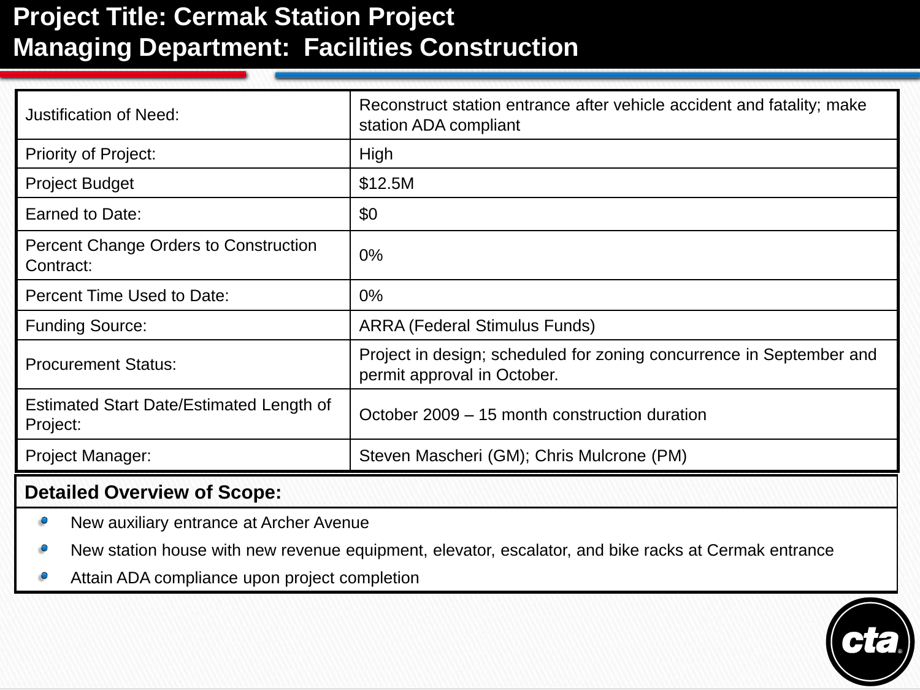# Project Title: Cermak Station Project
# Managing Department: Facilities Construction

| | |
|---|---|
| Justification of Need: | Reconstruct station entrance after vehicle accident and fatality; make station ADA compliant |
| Priority of Project: | High |
| Project Budget | $12.5M |
| Earned to Date: | $0 |
| Percent Change Orders to Construction Contract: | 0% |
| Percent Time Used to Date: | 0% |
| Funding Source: | ARRA (Federal Stimulus Funds) |
| Procurement Status: | Project in design; scheduled for zoning concurrence in September and permit approval in October. |
| Estimated Start Date/Estimated Length of Project: | October 2009 – 15 month construction duration |
| Project Manager: | Steven Mascheri (GM); Chris Mulcrone (PM) |

**Detailed Overview of Scope:**

- New auxiliary entrance at Archer Avenue
- New station house with new revenue equipment, elevator, escalator, and bike racks at Cermak entrance
- Attain ADA compliance upon project completion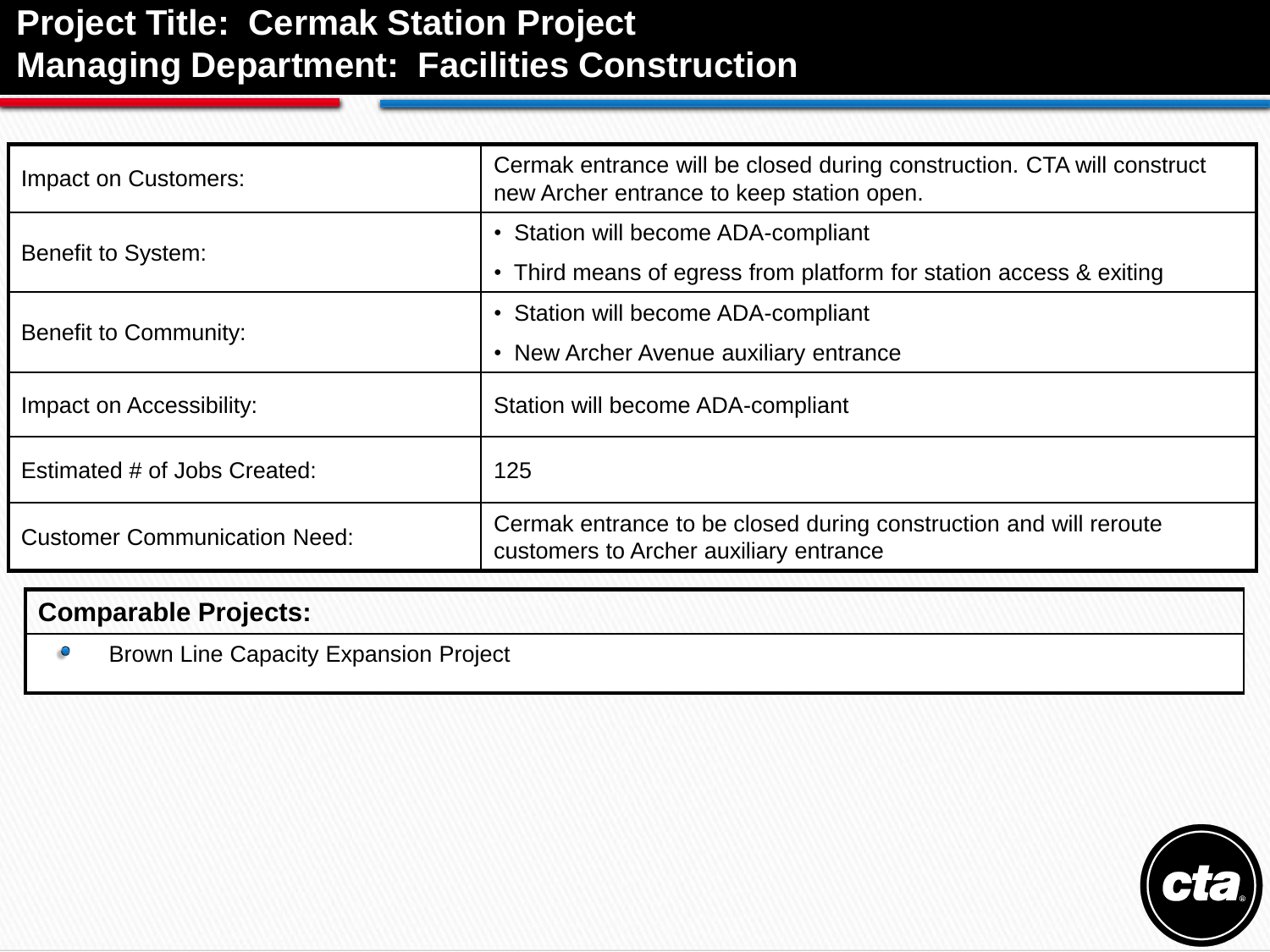# Project Title: Cermak Station Project
# Managing Department: Facilities Construction

| | |
|---|---|
| Impact on Customers: | Cermak entrance will be closed during construction. CTA will construct new Archer entrance to keep station open. |
| Benefit to System: | • Station will become ADA-compliant<br>• Third means of egress from platform for station access & exiting |
| Benefit to Community: | • Station will become ADA-compliant<br>• New Archer Avenue auxiliary entrance |
| Impact on Accessibility: | Station will become ADA-compliant |
| Estimated # of Jobs Created: | 125 |
| Customer Communication Need: | Cermak entrance to be closed during construction and will reroute customers to Archer auxiliary entrance |

**Comparable Projects:**

- Brown Line Capacity Expansion Project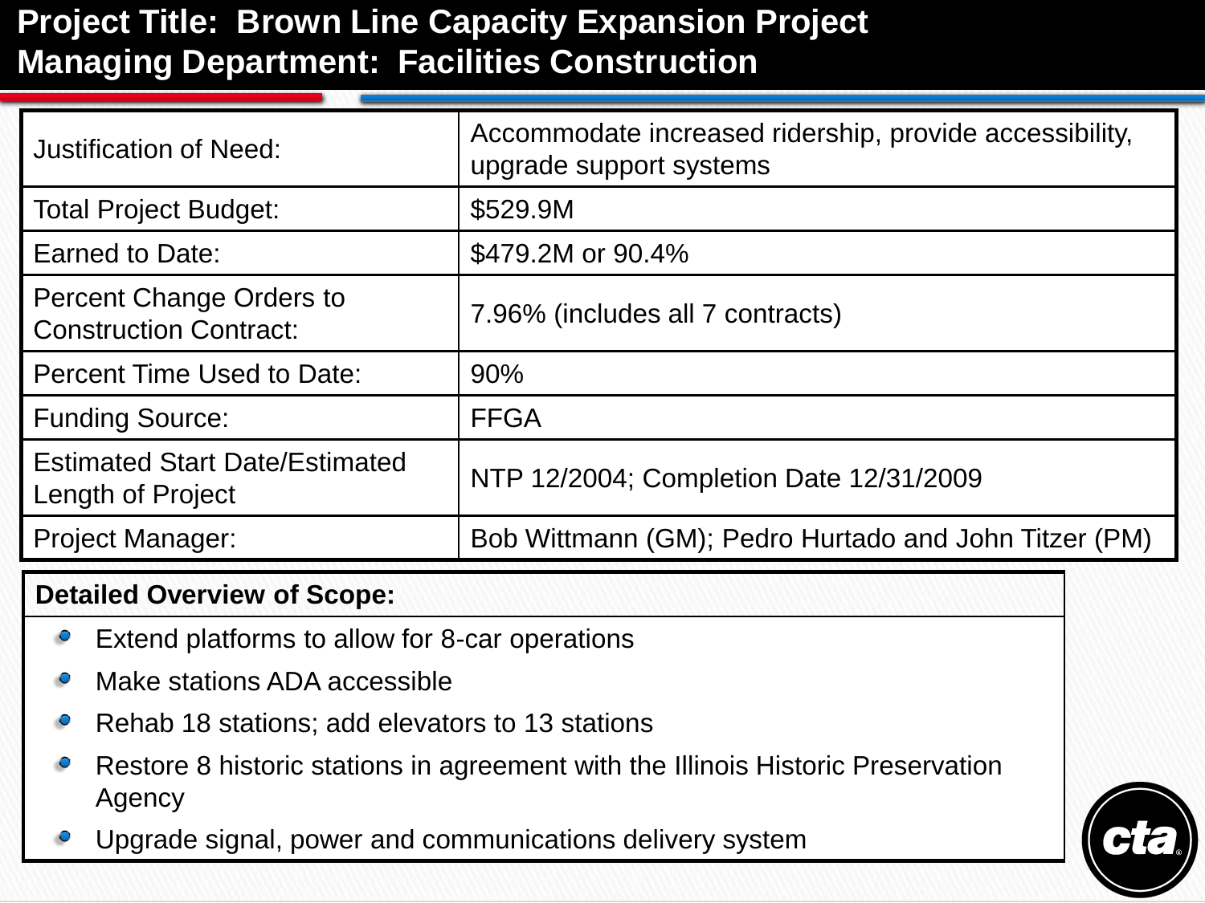# Project Title: Brown Line Capacity Expansion Project
# Managing Department: Facilities Construction

| | |
|---|---|
| Justification of Need: | Accommodate increased ridership, provide accessibility, upgrade support systems |
| Total Project Budget: | $529.9M |
| Earned to Date: | $479.2M or 90.4% |
| Percent Change Orders to Construction Contract: | 7.96% (includes all 7 contracts) |
| Percent Time Used to Date: | 90% |
| Funding Source: | FFGA |
| Estimated Start Date/Estimated Length of Project | NTP 12/2004; Completion Date 12/31/2009 |
| Project Manager: | Bob Wittmann (GM); Pedro Hurtado and John Titzer (PM) |

**Detailed Overview of Scope:**

- Extend platforms to allow for 8-car operations
- Make stations ADA accessible
- Rehab 18 stations; add elevators to 13 stations
- Restore 8 historic stations in agreement with the Illinois Historic Preservation Agency
- Upgrade signal, power and communications delivery system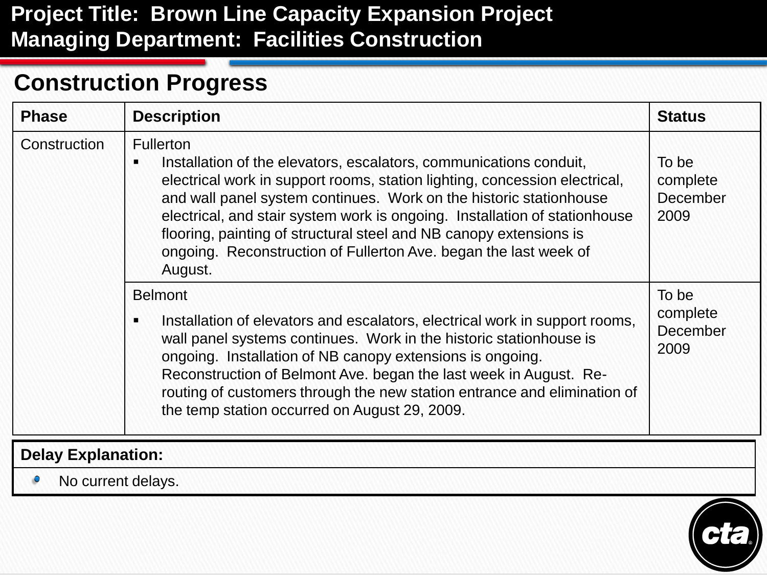**Project Title: Brown Line Capacity Expansion Project**
**Managing Department: Facilities Construction**

## Construction Progress

| Phase | Description | Status |
| --- | --- | --- |
| Construction | Fullerton<br>▪ Installation of the elevators, escalators, communications conduit, electrical work in support rooms, station lighting, concession electrical, and wall panel system continues. Work on the historic stationhouse electrical, and stair system work is ongoing. Installation of stationhouse flooring, painting of structural steel and NB canopy extensions is ongoing. Reconstruction of Fullerton Ave. began the last week of August. | To be complete December 2009 |
| | Belmont<br>▪ Installation of elevators and escalators, electrical work in support rooms, wall panel systems continues. Work in the historic stationhouse is ongoing. Installation of NB canopy extensions is ongoing. Reconstruction of Belmont Ave. began the last week in August. Re-routing of customers through the new station entrance and elimination of the temp station occurred on August 29, 2009. | To be complete December 2009 |

**Delay Explanation:**

- No current delays.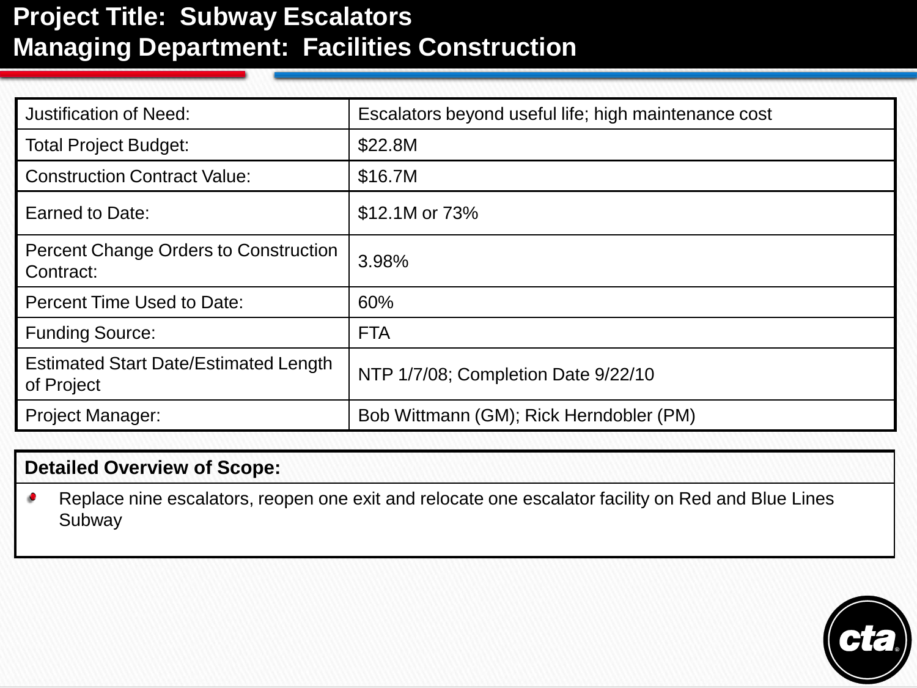# Project Title: Subway Escalators
# Managing Department: Facilities Construction

| | |
|---|---|
| Justification of Need: | Escalators beyond useful life; high maintenance cost |
| Total Project Budget: | $22.8M |
| Construction Contract Value: | $16.7M |
| Earned to Date: | $12.1M or 73% |
| Percent Change Orders to Construction Contract: | 3.98% |
| Percent Time Used to Date: | 60% |
| Funding Source: | FTA |
| Estimated Start Date/Estimated Length of Project | NTP 1/7/08; Completion Date 9/22/10 |
| Project Manager: | Bob Wittmann (GM); Rick Herndobler (PM) |

**Detailed Overview of Scope:**

- Replace nine escalators, reopen one exit and relocate one escalator facility on Red and Blue Lines Subway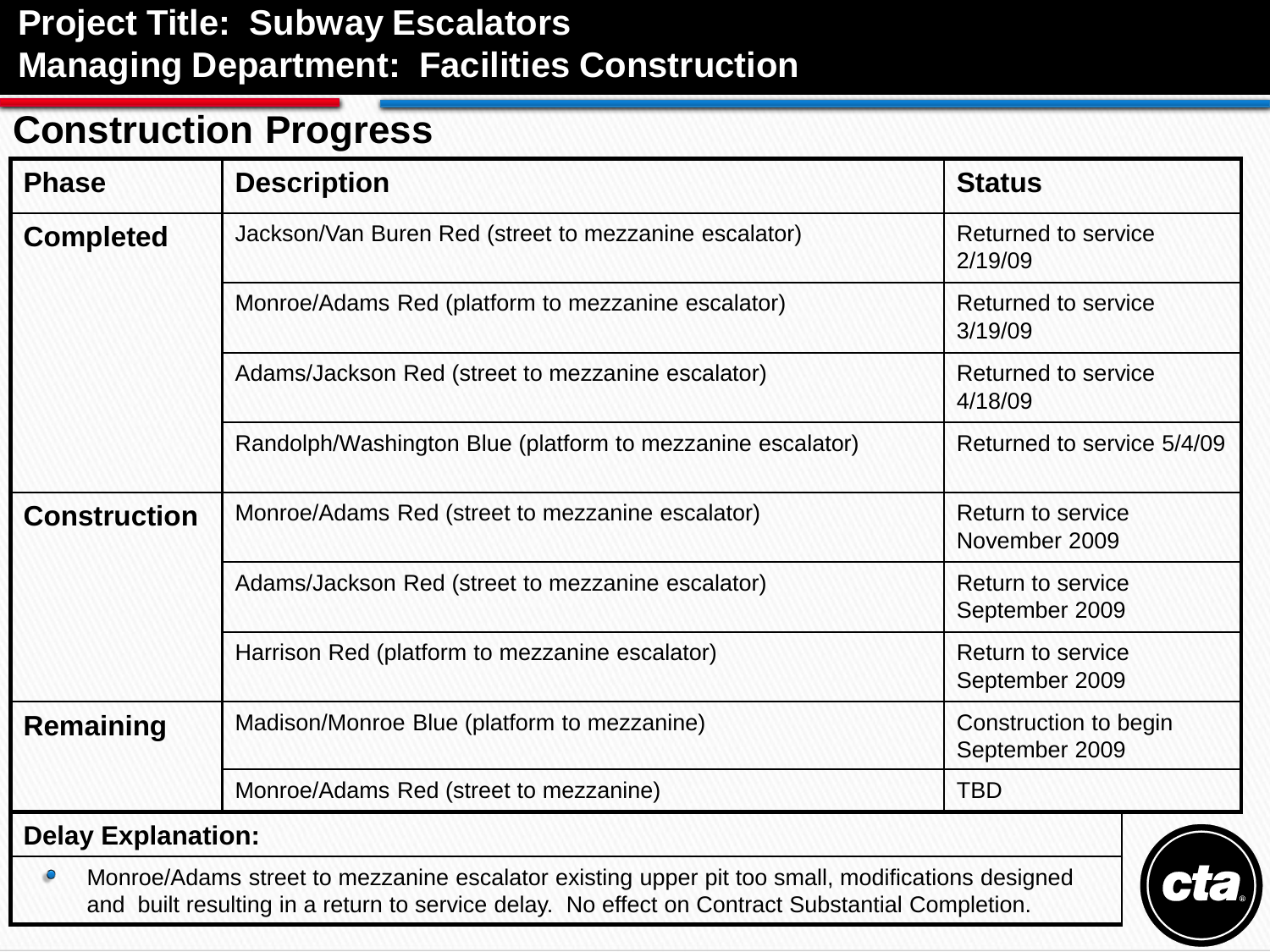**Project Title: Subway Escalators**
**Managing Department: Facilities Construction**

## Construction Progress

| Phase | Description | Status |
|---|---|---|
| **Completed** | Jackson/Van Buren Red (street to mezzanine escalator) | Returned to service 2/19/09 |
| | Monroe/Adams Red (platform to mezzanine escalator) | Returned to service 3/19/09 |
| | Adams/Jackson Red (street to mezzanine escalator) | Returned to service 4/18/09 |
| | Randolph/Washington Blue (platform to mezzanine escalator) | Returned to service 5/4/09 |
| **Construction** | Monroe/Adams Red (street to mezzanine escalator) | Return to service November 2009 |
| | Adams/Jackson Red (street to mezzanine escalator) | Return to service September 2009 |
| | Harrison Red (platform to mezzanine escalator) | Return to service September 2009 |
| **Remaining** | Madison/Monroe Blue (platform to mezzanine) | Construction to begin September 2009 |
| | Monroe/Adams Red (street to mezzanine) | TBD |

**Delay Explanation:**

- Monroe/Adams street to mezzanine escalator existing upper pit too small, modifications designed and built resulting in a return to service delay. No effect on Contract Substantial Completion.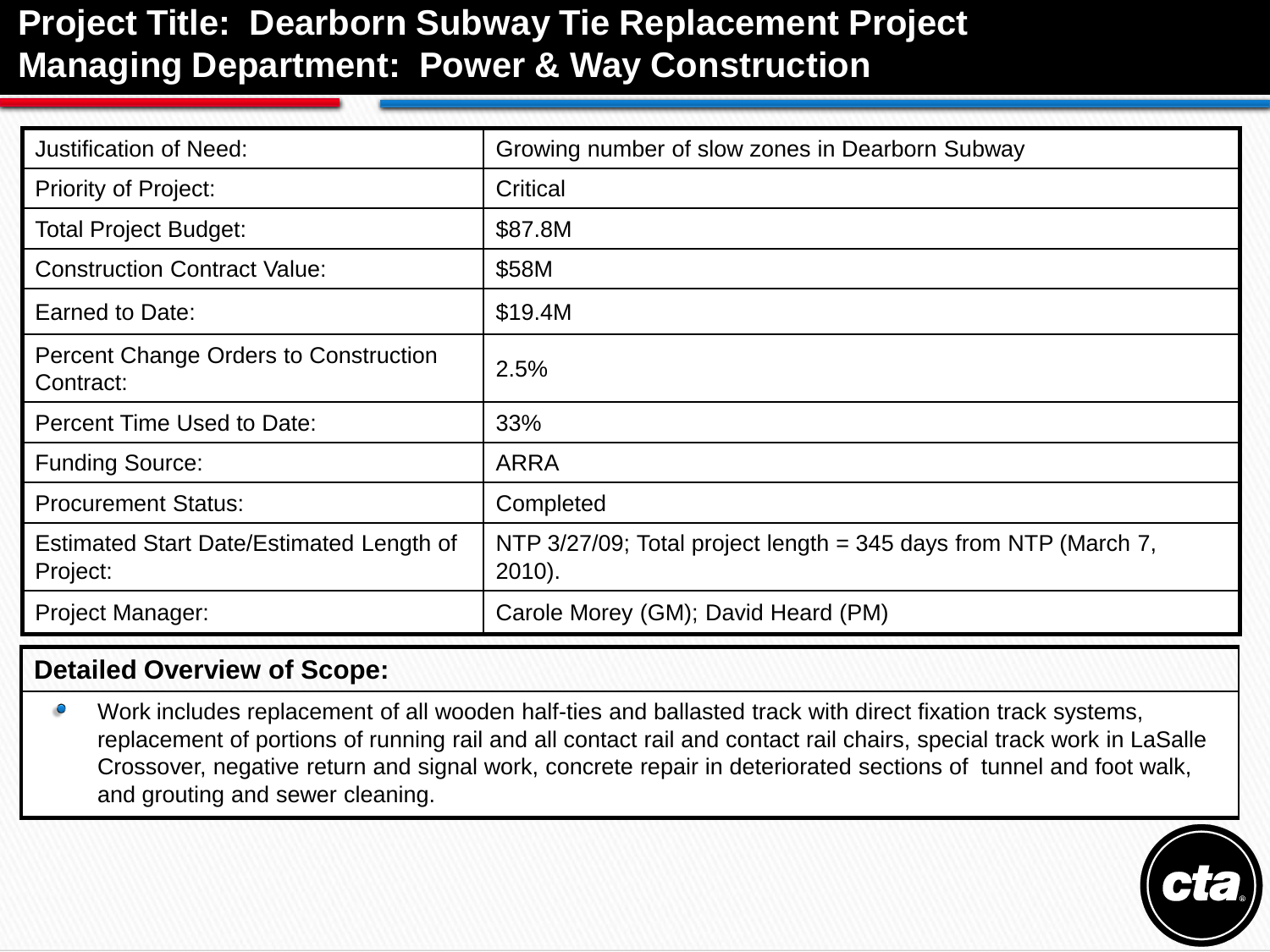# Project Title: Dearborn Subway Tie Replacement Project
# Managing Department: Power & Way Construction

| | |
|---|---|
| Justification of Need: | Growing number of slow zones in Dearborn Subway |
| Priority of Project: | Critical |
| Total Project Budget: | $87.8M |
| Construction Contract Value: | $58M |
| Earned to Date: | $19.4M |
| Percent Change Orders to Construction Contract: | 2.5% |
| Percent Time Used to Date: | 33% |
| Funding Source: | ARRA |
| Procurement Status: | Completed |
| Estimated Start Date/Estimated Length of Project: | NTP 3/27/09; Total project length = 345 days from NTP (March 7, 2010). |
| Project Manager: | Carole Morey (GM); David Heard (PM) |

**Detailed Overview of Scope:**

- Work includes replacement of all wooden half-ties and ballasted track with direct fixation track systems, replacement of portions of running rail and all contact rail and contact rail chairs, special track work in LaSalle Crossover, negative return and signal work, concrete repair in deteriorated sections of tunnel and foot walk, and grouting and sewer cleaning.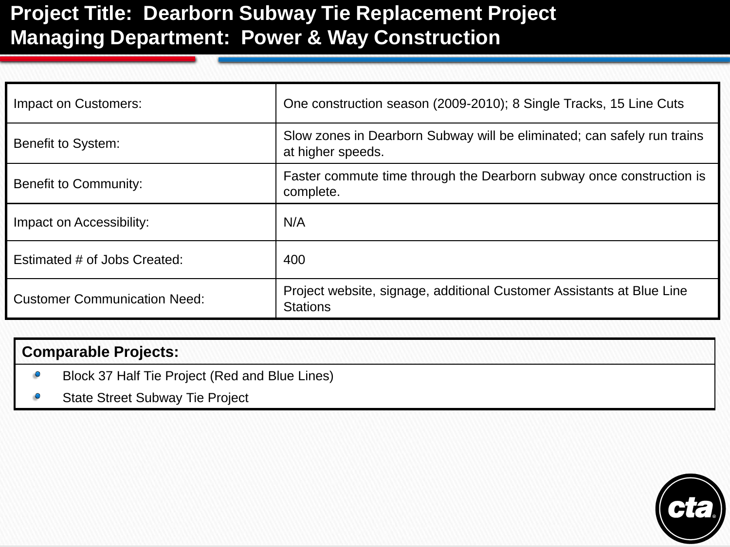# Project Title: Dearborn Subway Tie Replacement Project
# Managing Department: Power & Way Construction

| | |
|---|---|
| Impact on Customers: | One construction season (2009-2010); 8 Single Tracks, 15 Line Cuts |
| Benefit to System: | Slow zones in Dearborn Subway will be eliminated; can safely run trains at higher speeds. |
| Benefit to Community: | Faster commute time through the Dearborn subway once construction is complete. |
| Impact on Accessibility: | N/A |
| Estimated # of Jobs Created: | 400 |
| Customer Communication Need: | Project website, signage, additional Customer Assistants at Blue Line Stations |

**Comparable Projects:**

- Block 37 Half Tie Project (Red and Blue Lines)
- State Street Subway Tie Project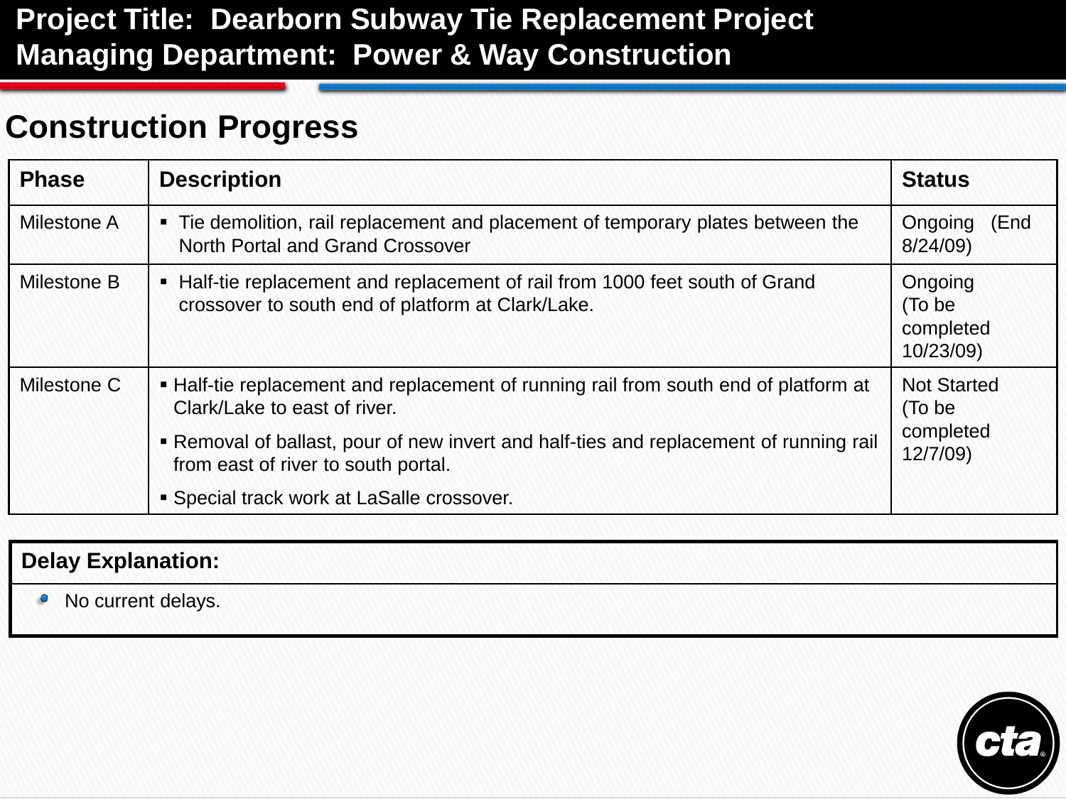**Project Title: Dearborn Subway Tie Replacement Project**
**Managing Department: Power & Way Construction**

## Construction Progress

| Phase | Description | Status |
|---|---|---|
| Milestone A | ▪ Tie demolition, rail replacement and placement of temporary plates between the North Portal and Grand Crossover | Ongoing (End 8/24/09) |
| Milestone B | ▪ Half-tie replacement and replacement of rail from 1000 feet south of Grand crossover to south end of platform at Clark/Lake. | Ongoing (To be completed 10/23/09) |
| Milestone C | ▪ Half-tie replacement and replacement of running rail from south end of platform at Clark/Lake to east of river.<br>▪ Removal of ballast, pour of new invert and half-ties and replacement of running rail from east of river to south portal.<br>▪ Special track work at LaSalle crossover. | Not Started (To be completed 12/7/09) |

**Delay Explanation:**

- No current delays.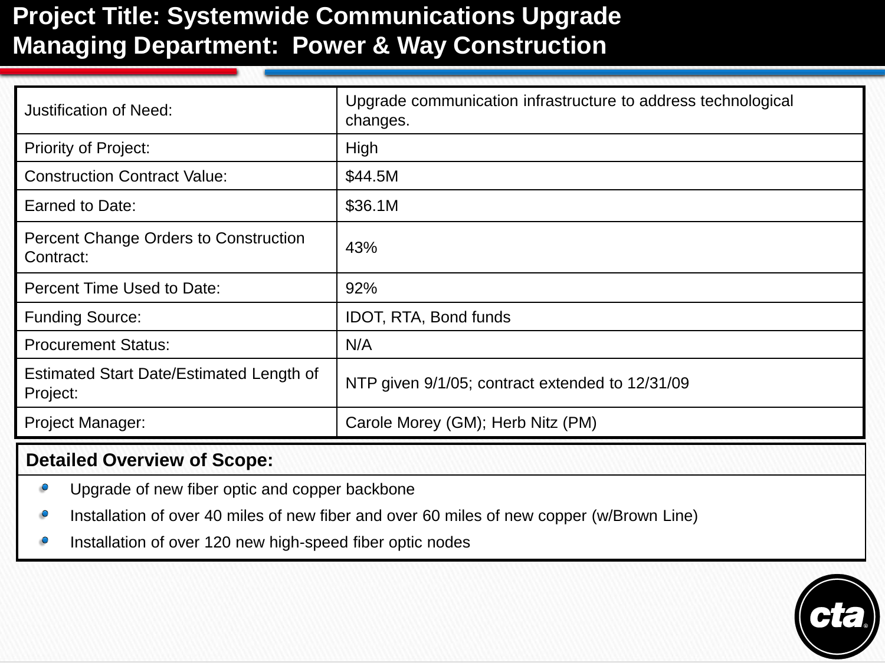# Project Title: Systemwide Communications Upgrade
# Managing Department: Power & Way Construction

| | |
|---|---|
| Justification of Need: | Upgrade communication infrastructure to address technological changes. |
| Priority of Project: | High |
| Construction Contract Value: | $44.5M |
| Earned to Date: | $36.1M |
| Percent Change Orders to Construction Contract: | 43% |
| Percent Time Used to Date: | 92% |
| Funding Source: | IDOT, RTA, Bond funds |
| Procurement Status: | N/A |
| Estimated Start Date/Estimated Length of Project: | NTP given 9/1/05; contract extended to 12/31/09 |
| Project Manager: | Carole Morey (GM); Herb Nitz (PM) |

**Detailed Overview of Scope:**

- Upgrade of new fiber optic and copper backbone
- Installation of over 40 miles of new fiber and over 60 miles of new copper (w/Brown Line)
- Installation of over 120 new high-speed fiber optic nodes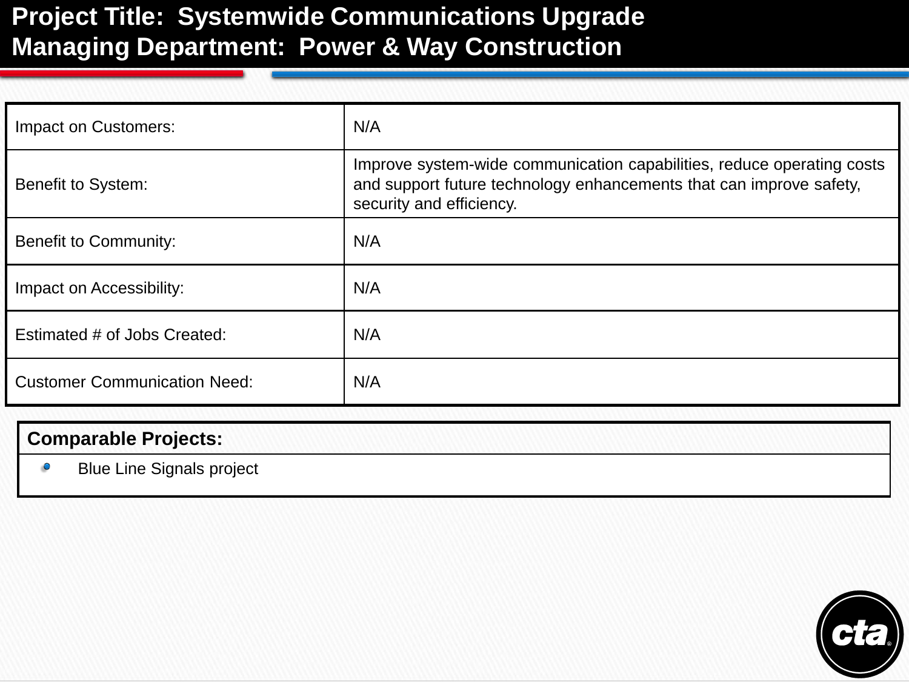# Project Title: Systemwide Communications Upgrade
# Managing Department: Power & Way Construction

| | |
|---|---|
| Impact on Customers: | N/A |
| Benefit to System: | Improve system-wide communication capabilities, reduce operating costs and support future technology enhancements that can improve safety, security and efficiency. |
| Benefit to Community: | N/A |
| Impact on Accessibility: | N/A |
| Estimated # of Jobs Created: | N/A |
| Customer Communication Need: | N/A |

**Comparable Projects:**

- Blue Line Signals project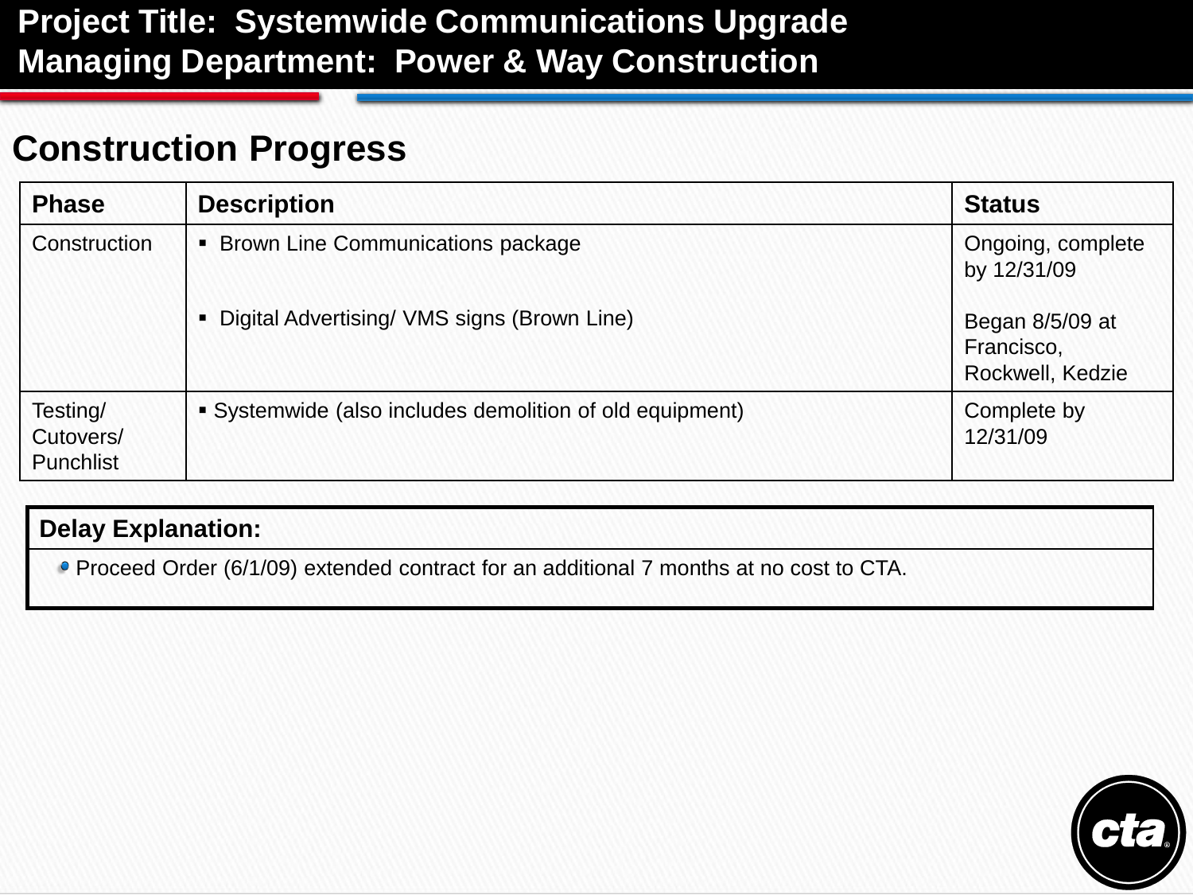**Project Title: Systemwide Communications Upgrade**
**Managing Department: Power & Way Construction**

## Construction Progress

| Phase | Description | Status |
|---|---|---|
| Construction | ▪ Brown Line Communications package<br><br>▪ Digital Advertising/ VMS signs (Brown Line) | Ongoing, complete by 12/31/09<br><br>Began 8/5/09 at Francisco, Rockwell, Kedzie |
| Testing/ Cutovers/ Punchlist | ▪ Systemwide (also includes demolition of old equipment) | Complete by 12/31/09 |

**Delay Explanation:**

- Proceed Order (6/1/09) extended contract for an additional 7 months at no cost to CTA.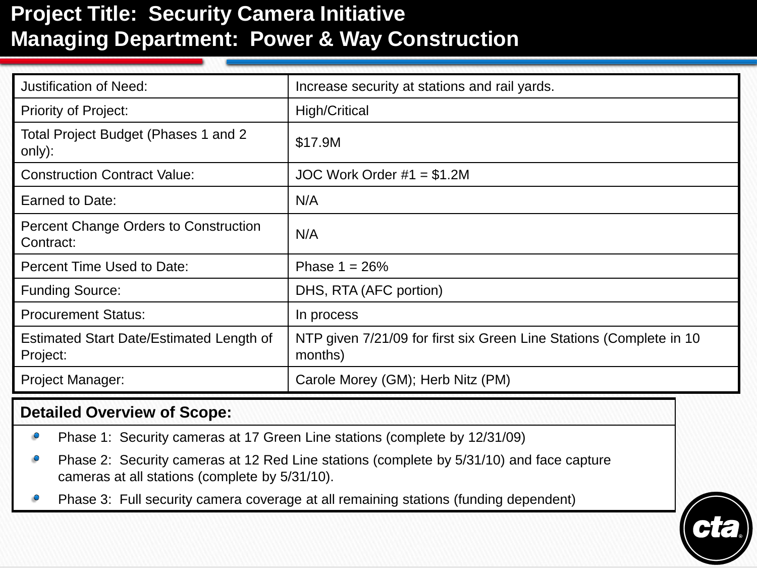# Project Title: Security Camera Initiative
# Managing Department: Power & Way Construction

| | |
|---|---|
| Justification of Need: | Increase security at stations and rail yards. |
| Priority of Project: | High/Critical |
| Total Project Budget (Phases 1 and 2 only): | $17.9M |
| Construction Contract Value: | JOC Work Order #1 = $1.2M |
| Earned to Date: | N/A |
| Percent Change Orders to Construction Contract: | N/A |
| Percent Time Used to Date: | Phase 1 = 26% |
| Funding Source: | DHS, RTA (AFC portion) |
| Procurement Status: | In process |
| Estimated Start Date/Estimated Length of Project: | NTP given 7/21/09 for first six Green Line Stations (Complete in 10 months) |
| Project Manager: | Carole Morey (GM); Herb Nitz (PM) |

**Detailed Overview of Scope:**

- Phase 1: Security cameras at 17 Green Line stations (complete by 12/31/09)
- Phase 2: Security cameras at 12 Red Line stations (complete by 5/31/10) and face capture cameras at all stations (complete by 5/31/10).
- Phase 3: Full security camera coverage at all remaining stations (funding dependent)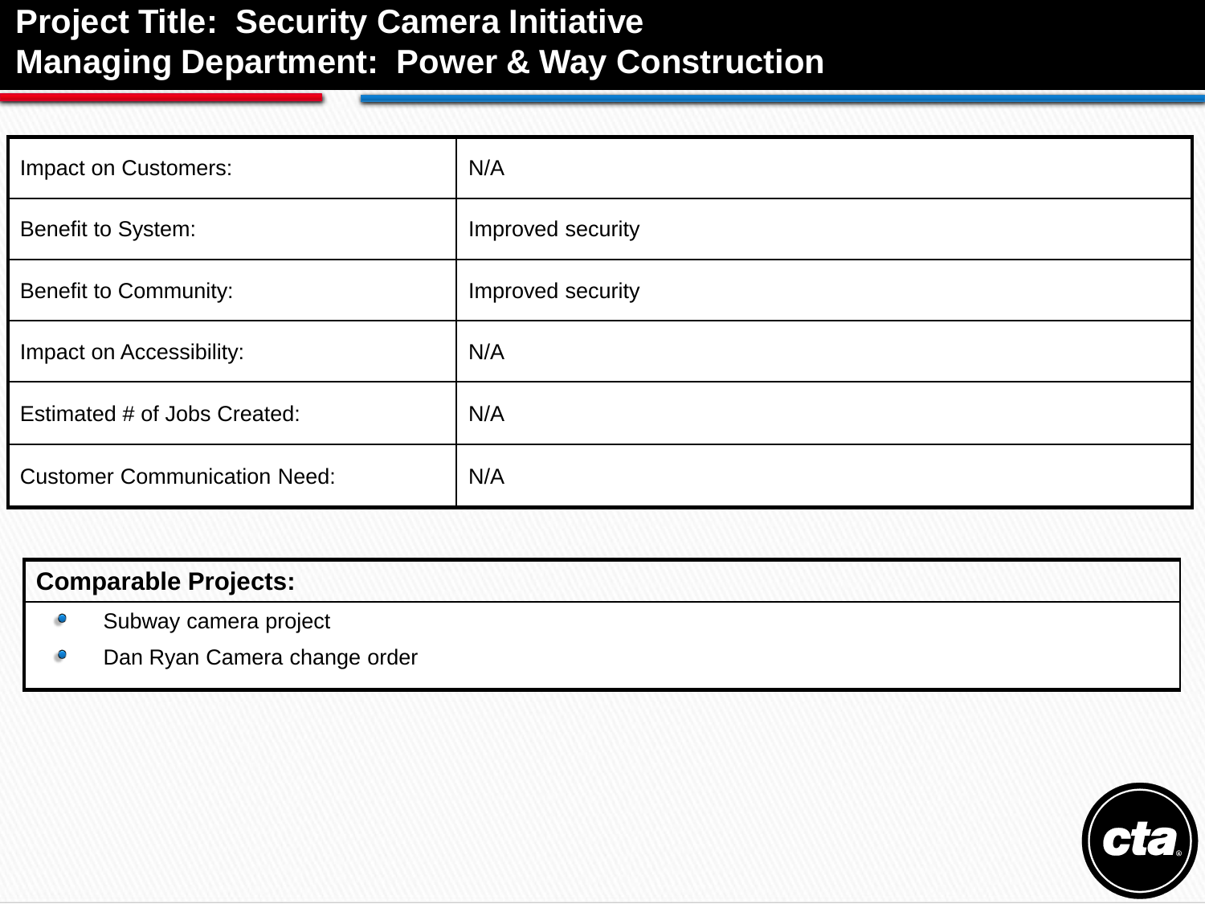# Project Title: Security Camera Initiative
# Managing Department: Power & Way Construction

| | |
|---|---|
| Impact on Customers: | N/A |
| Benefit to System: | Improved security |
| Benefit to Community: | Improved security |
| Impact on Accessibility: | N/A |
| Estimated # of Jobs Created: | N/A |
| Customer Communication Need: | N/A |

**Comparable Projects:**

- Subway camera project
- Dan Ryan Camera change order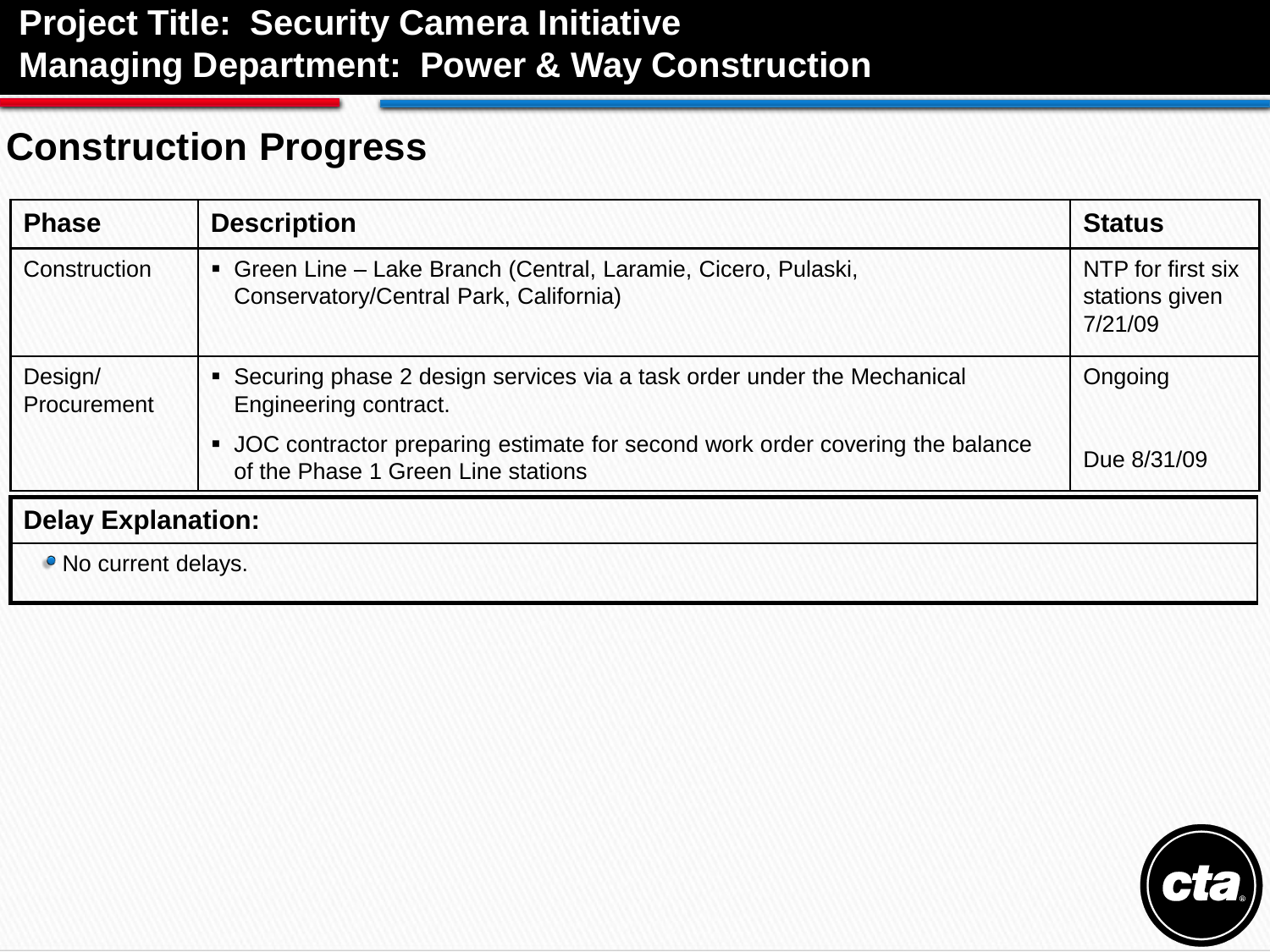**Project Title: Security Camera Initiative**
**Managing Department: Power & Way Construction**

# Construction Progress

| Phase | Description | Status |
|---|---|---|
| Construction | ▪ Green Line – Lake Branch (Central, Laramie, Cicero, Pulaski, Conservatory/Central Park, California) | NTP for first six stations given 7/21/09 |
| Design/ Procurement | ▪ Securing phase 2 design services via a task order under the Mechanical Engineering contract. | Ongoing |
| | ▪ JOC contractor preparing estimate for second work order covering the balance of the Phase 1 Green Line stations | Due 8/31/09 |

**Delay Explanation:**

- No current delays.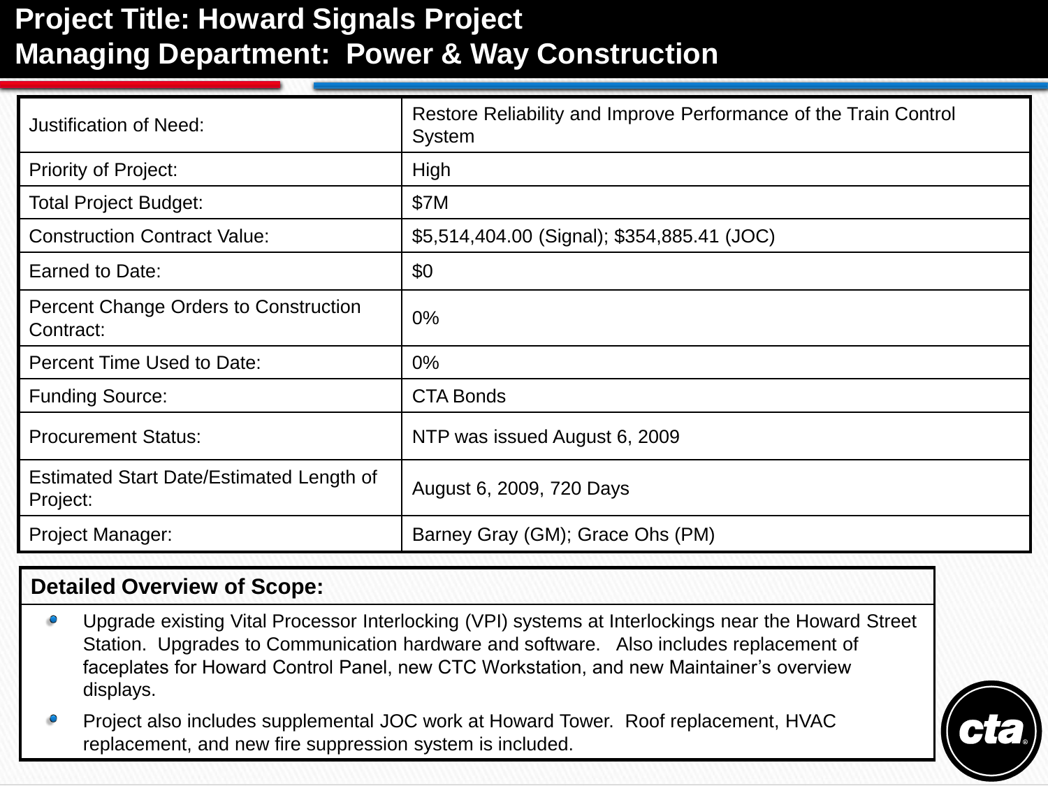# Project Title: Howard Signals Project
# Managing Department: Power & Way Construction

| | |
|---|---|
| Justification of Need: | Restore Reliability and Improve Performance of the Train Control System |
| Priority of Project: | High |
| Total Project Budget: | $7M |
| Construction Contract Value: | $5,514,404.00 (Signal); $354,885.41 (JOC) |
| Earned to Date: | $0 |
| Percent Change Orders to Construction Contract: | 0% |
| Percent Time Used to Date: | 0% |
| Funding Source: | CTA Bonds |
| Procurement Status: | NTP was issued August 6, 2009 |
| Estimated Start Date/Estimated Length of Project: | August 6, 2009, 720 Days |
| Project Manager: | Barney Gray (GM); Grace Ohs (PM) |

**Detailed Overview of Scope:**

- Upgrade existing Vital Processor Interlocking (VPI) systems at Interlockings near the Howard Street Station. Upgrades to Communication hardware and software. Also includes replacement of faceplates for Howard Control Panel, new CTC Workstation, and new Maintainer's overview displays.
- Project also includes supplemental JOC work at Howard Tower. Roof replacement, HVAC replacement, and new fire suppression system is included.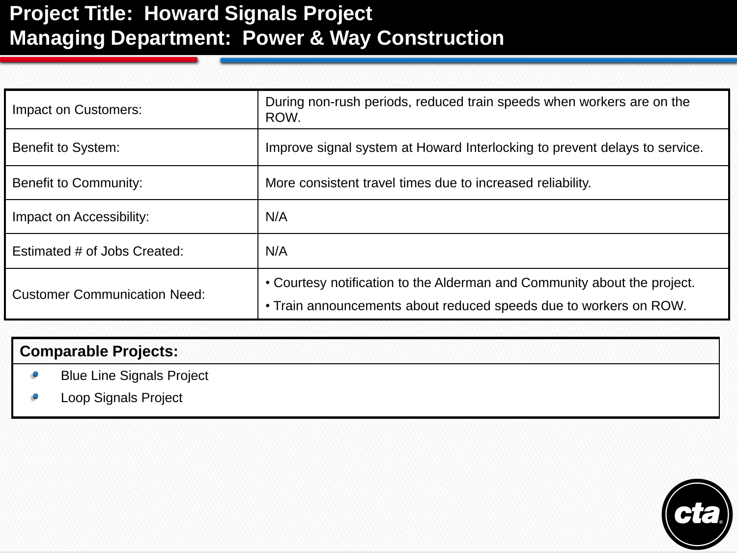# Project Title: Howard Signals Project
# Managing Department: Power & Way Construction

| | |
|---|---|
| Impact on Customers: | During non-rush periods, reduced train speeds when workers are on the ROW. |
| Benefit to System: | Improve signal system at Howard Interlocking to prevent delays to service. |
| Benefit to Community: | More consistent travel times due to increased reliability. |
| Impact on Accessibility: | N/A |
| Estimated # of Jobs Created: | N/A |
| Customer Communication Need: | • Courtesy notification to the Alderman and Community about the project. • Train announcements about reduced speeds due to workers on ROW. |

**Comparable Projects:**

- Blue Line Signals Project
- Loop Signals Project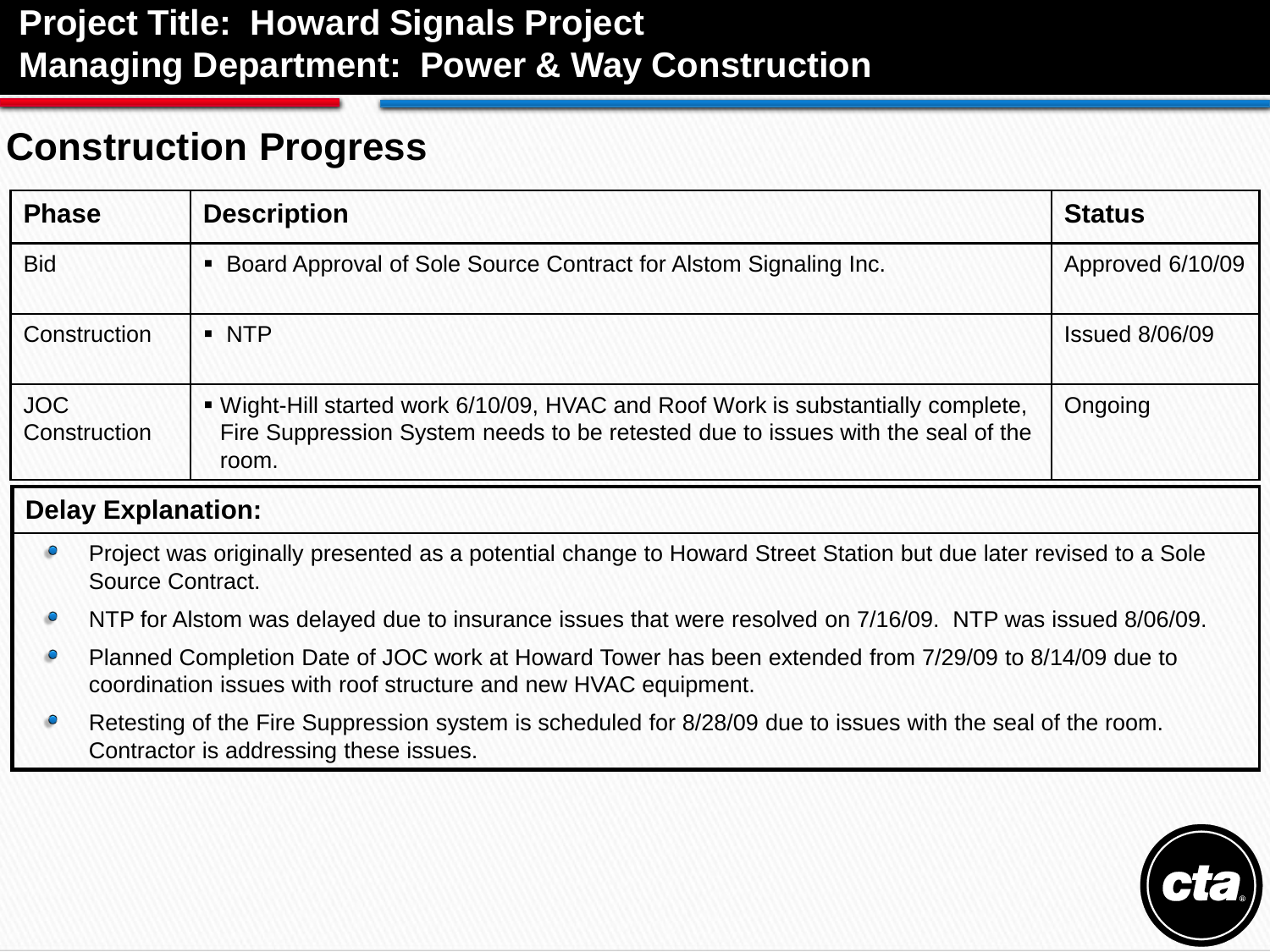**Project Title: Howard Signals Project**
**Managing Department: Power & Way Construction**

## Construction Progress

| Phase | Description | Status |
|---|---|---|
| Bid | ▪ Board Approval of Sole Source Contract for Alstom Signaling Inc. | Approved 6/10/09 |
| Construction | ▪ NTP | Issued 8/06/09 |
| JOC Construction | ▪ Wight-Hill started work 6/10/09, HVAC and Roof Work is substantially complete, Fire Suppression System needs to be retested due to issues with the seal of the room. | Ongoing |

**Delay Explanation:**

- Project was originally presented as a potential change to Howard Street Station but due later revised to a Sole Source Contract.
- NTP for Alstom was delayed due to insurance issues that were resolved on 7/16/09. NTP was issued 8/06/09.
- Planned Completion Date of JOC work at Howard Tower has been extended from 7/29/09 to 8/14/09 due to coordination issues with roof structure and new HVAC equipment.
- Retesting of the Fire Suppression system is scheduled for 8/28/09 due to issues with the seal of the room. Contractor is addressing these issues.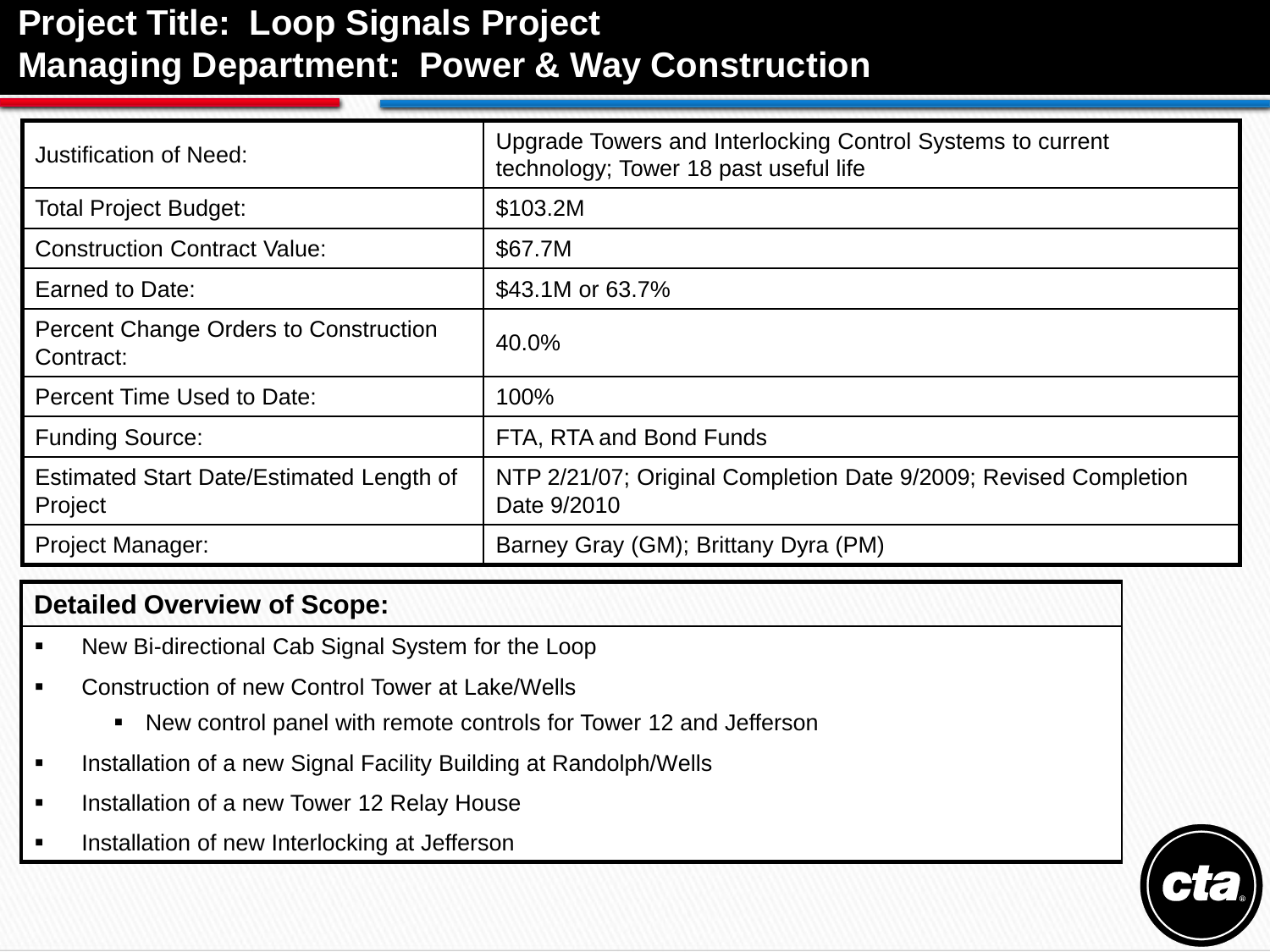# Project Title: Loop Signals Project
# Managing Department: Power & Way Construction

| | |
|---|---|
| Justification of Need: | Upgrade Towers and Interlocking Control Systems to current technology; Tower 18 past useful life |
| Total Project Budget: | \$103.2M |
| Construction Contract Value: | \$67.7M |
| Earned to Date: | \$43.1M or 63.7% |
| Percent Change Orders to Construction Contract: | 40.0% |
| Percent Time Used to Date: | 100% |
| Funding Source: | FTA, RTA and Bond Funds |
| Estimated Start Date/Estimated Length of Project | NTP 2/21/07; Original Completion Date 9/2009; Revised Completion Date 9/2010 |
| Project Manager: | Barney Gray (GM); Brittany Dyra (PM) |

**Detailed Overview of Scope:**

- New Bi-directional Cab Signal System for the Loop
- Construction of new Control Tower at Lake/Wells
  - New control panel with remote controls for Tower 12 and Jefferson
- Installation of a new Signal Facility Building at Randolph/Wells
- Installation of a new Tower 12 Relay House
- Installation of new Interlocking at Jefferson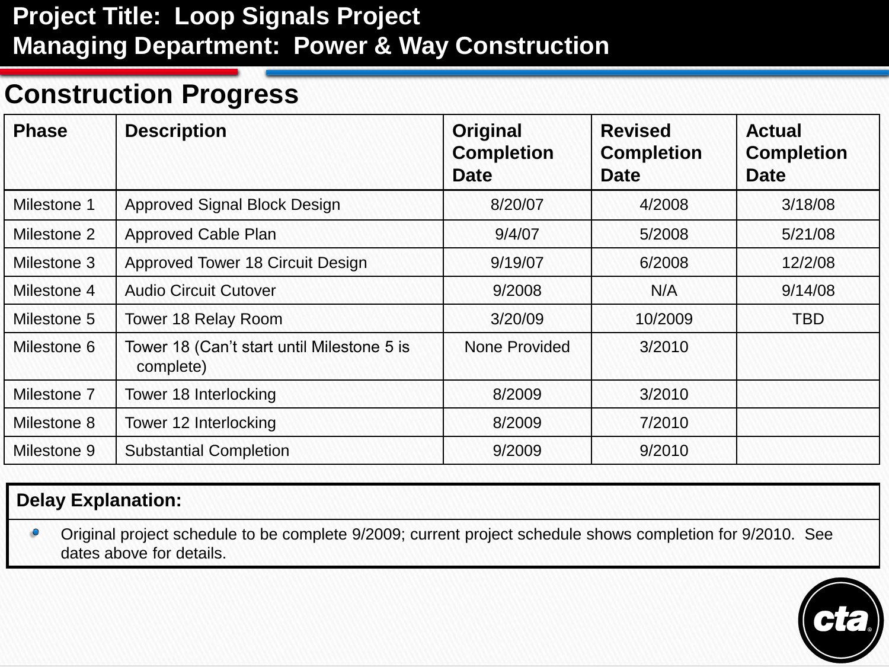# Project Title: Loop Signals Project
# Managing Department: Power & Way Construction

## Construction Progress

| Phase | Description | Original Completion Date | Revised Completion Date | Actual Completion Date |
|---|---|---|---|---|
| Milestone 1 | Approved Signal Block Design | 8/20/07 | 4/2008 | 3/18/08 |
| Milestone 2 | Approved Cable Plan | 9/4/07 | 5/2008 | 5/21/08 |
| Milestone 3 | Approved Tower 18 Circuit Design | 9/19/07 | 6/2008 | 12/2/08 |
| Milestone 4 | Audio Circuit Cutover | 9/2008 | N/A | 9/14/08 |
| Milestone 5 | Tower 18 Relay Room | 3/20/09 | 10/2009 | TBD |
| Milestone 6 | Tower 18 (Can't start until Milestone 5 is complete) | None Provided | 3/2010 | |
| Milestone 7 | Tower 18 Interlocking | 8/2009 | 3/2010 | |
| Milestone 8 | Tower 12 Interlocking | 8/2009 | 7/2010 | |
| Milestone 9 | Substantial Completion | 9/2009 | 9/2010 | |

**Delay Explanation:**

- Original project schedule to be complete 9/2009; current project schedule shows completion for 9/2010. See dates above for details.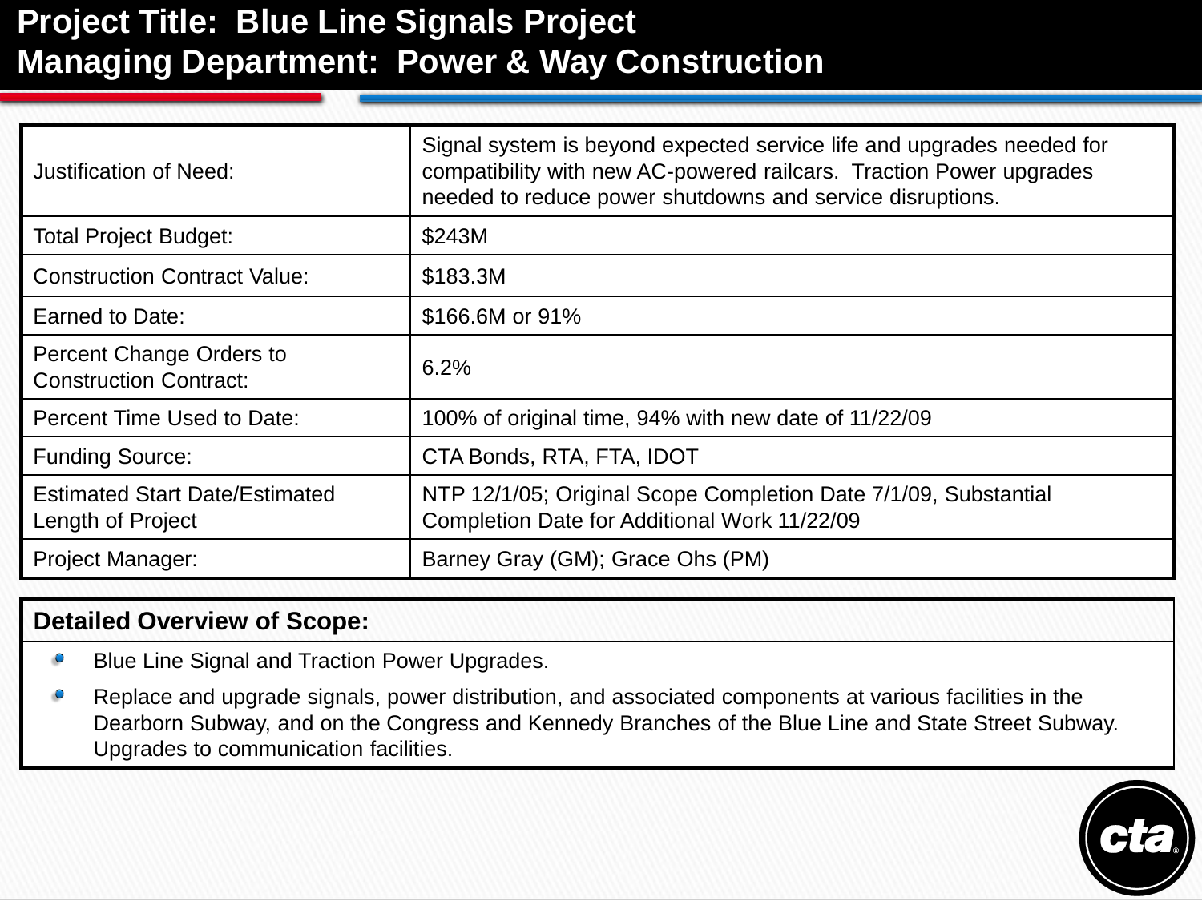# Project Title: Blue Line Signals Project
# Managing Department: Power & Way Construction

| | |
|---|---|
| Justification of Need: | Signal system is beyond expected service life and upgrades needed for compatibility with new AC-powered railcars. Traction Power upgrades needed to reduce power shutdowns and service disruptions. |
| Total Project Budget: | $243M |
| Construction Contract Value: | $183.3M |
| Earned to Date: | $166.6M or 91% |
| Percent Change Orders to Construction Contract: | 6.2% |
| Percent Time Used to Date: | 100% of original time, 94% with new date of 11/22/09 |
| Funding Source: | CTA Bonds, RTA, FTA, IDOT |
| Estimated Start Date/Estimated Length of Project | NTP 12/1/05; Original Scope Completion Date 7/1/09, Substantial Completion Date for Additional Work 11/22/09 |
| Project Manager: | Barney Gray (GM); Grace Ohs (PM) |

**Detailed Overview of Scope:**

- Blue Line Signal and Traction Power Upgrades.
- Replace and upgrade signals, power distribution, and associated components at various facilities in the Dearborn Subway, and on the Congress and Kennedy Branches of the Blue Line and State Street Subway. Upgrades to communication facilities.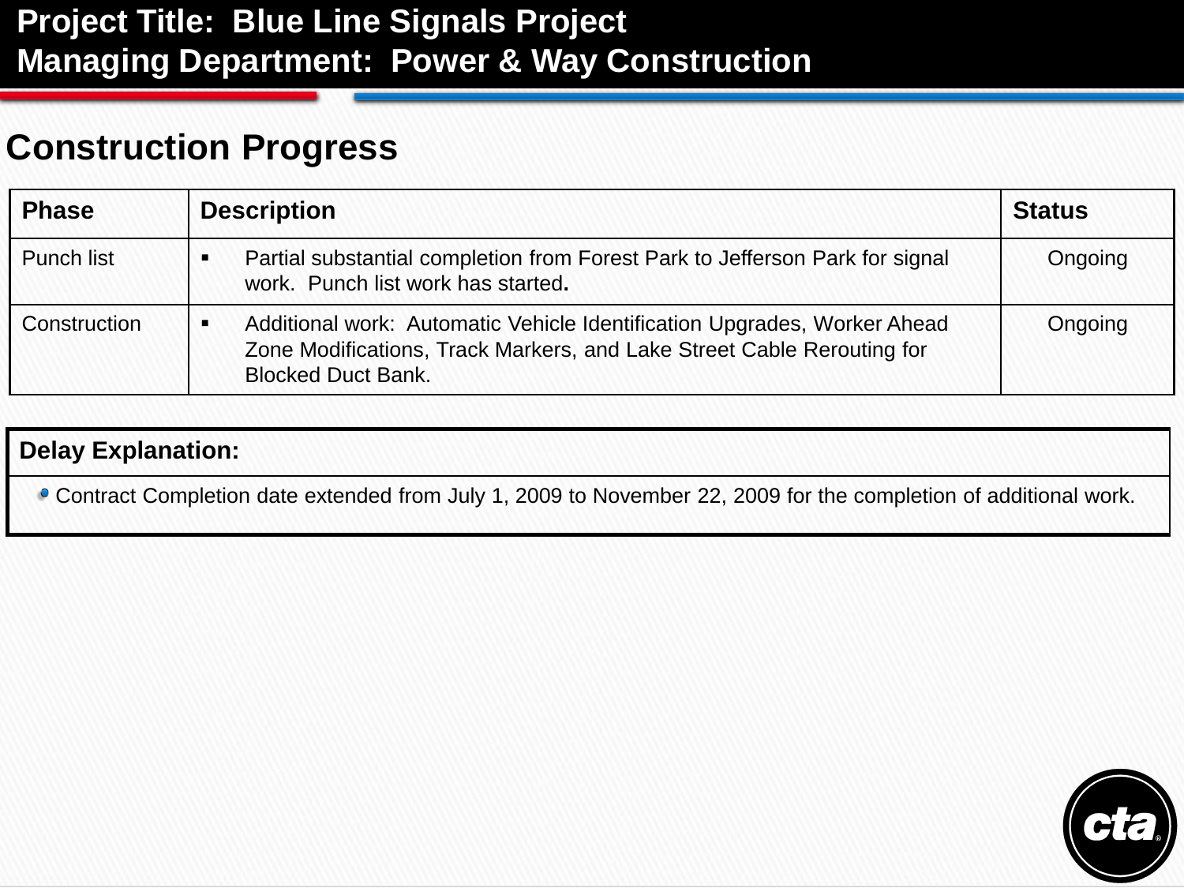**Project Title: Blue Line Signals Project**
**Managing Department: Power & Way Construction**

# Construction Progress

| Phase | Description | Status |
|---|---|---|
| Punch list | ▪ Partial substantial completion from Forest Park to Jefferson Park for signal work. Punch list work has started. | Ongoing |
| Construction | ▪ Additional work: Automatic Vehicle Identification Upgrades, Worker Ahead Zone Modifications, Track Markers, and Lake Street Cable Rerouting for Blocked Duct Bank. | Ongoing |

**Delay Explanation:**

- Contract Completion date extended from July 1, 2009 to November 22, 2009 for the completion of additional work.